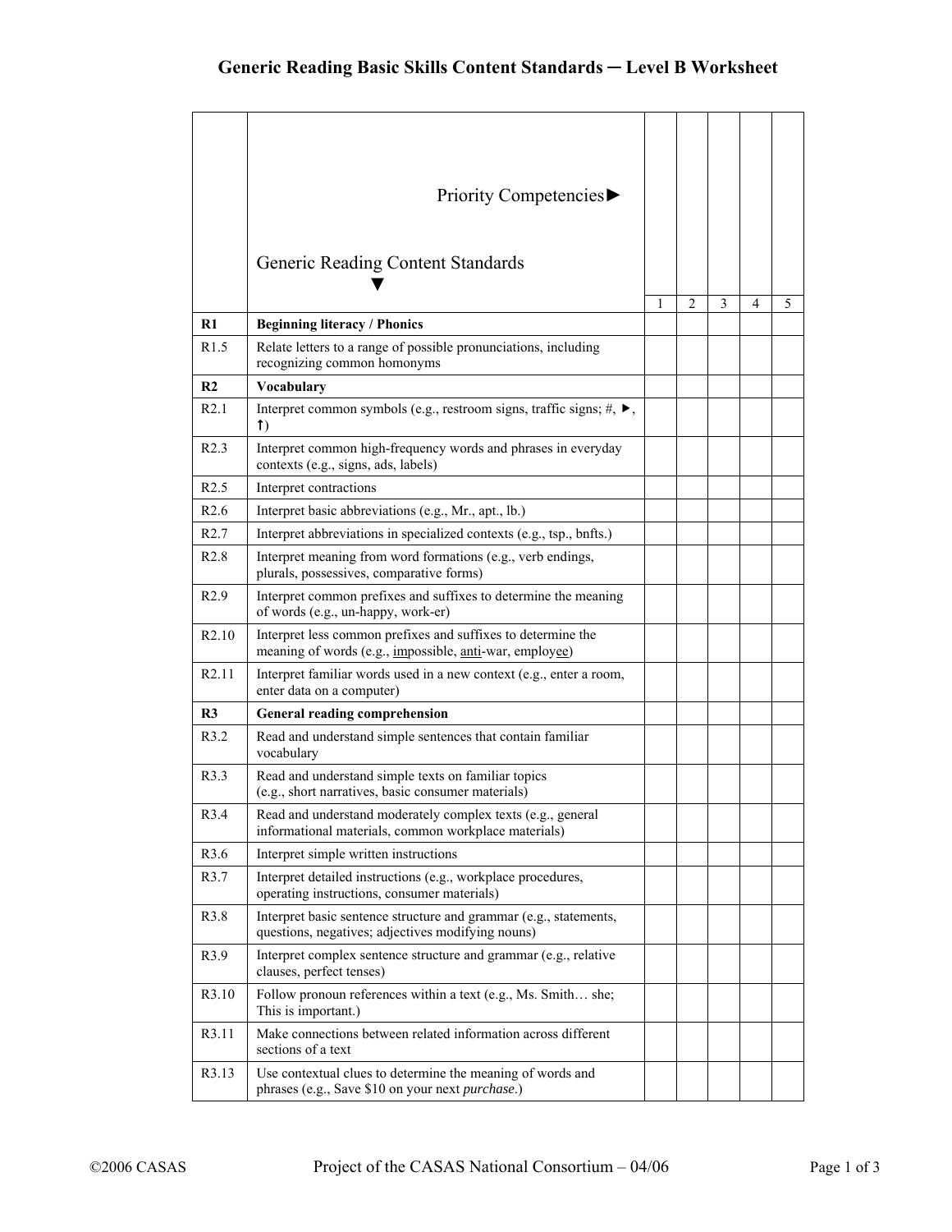# Generic Reading Basic Skills Content Standards ─ Level B Worksheet

| | Priority Competencies► <br> Generic Reading Content Standards ▼ | 1 | 2 | 3 | 4 | 5 |
|---|---|---|---|---|---|---|
| **R1** | **Beginning literacy / Phonics** | | | | | |
| R1.5 | Relate letters to a range of possible pronunciations, including recognizing common homonyms | | | | | |
| **R2** | **Vocabulary** | | | | | |
| R2.1 | Interpret common symbols (e.g., restroom signs, traffic signs; #, ►, ↑) | | | | | |
| R2.3 | Interpret common high-frequency words and phrases in everyday contexts (e.g., signs, ads, labels) | | | | | |
| R2.5 | Interpret contractions | | | | | |
| R2.6 | Interpret basic abbreviations (e.g., Mr., apt., lb.) | | | | | |
| R2.7 | Interpret abbreviations in specialized contexts (e.g., tsp., bnfts.) | | | | | |
| R2.8 | Interpret meaning from word formations (e.g., verb endings, plurals, possessives, comparative forms) | | | | | |
| R2.9 | Interpret common prefixes and suffixes to determine the meaning of words (e.g., un-happy, work-er) | | | | | |
| R2.10 | Interpret less common prefixes and suffixes to determine the meaning of words (e.g., <u>im</u>possible, <u>anti</u>-war, employ<u>ee</u>) | | | | | |
| R2.11 | Interpret familiar words used in a new context (e.g., enter a room, enter data on a computer) | | | | | |
| **R3** | **General reading comprehension** | | | | | |
| R3.2 | Read and understand simple sentences that contain familiar vocabulary | | | | | |
| R3.3 | Read and understand simple texts on familiar topics (e.g., short narratives, basic consumer materials) | | | | | |
| R3.4 | Read and understand moderately complex texts (e.g., general informational materials, common workplace materials) | | | | | |
| R3.6 | Interpret simple written instructions | | | | | |
| R3.7 | Interpret detailed instructions (e.g., workplace procedures, operating instructions, consumer materials) | | | | | |
| R3.8 | Interpret basic sentence structure and grammar (e.g., statements, questions, negatives; adjectives modifying nouns) | | | | | |
| R3.9 | Interpret complex sentence structure and grammar (e.g., relative clauses, perfect tenses) | | | | | |
| R3.10 | Follow pronoun references within a text (e.g., Ms. Smith… she; This is important.) | | | | | |
| R3.11 | Make connections between related information across different sections of a text | | | | | |
| R3.13 | Use contextual clues to determine the meaning of words and phrases (e.g., Save $10 on your next *purchase*.) | | | | | |

©2006 CASAS Project of the CASAS National Consortium – 04/06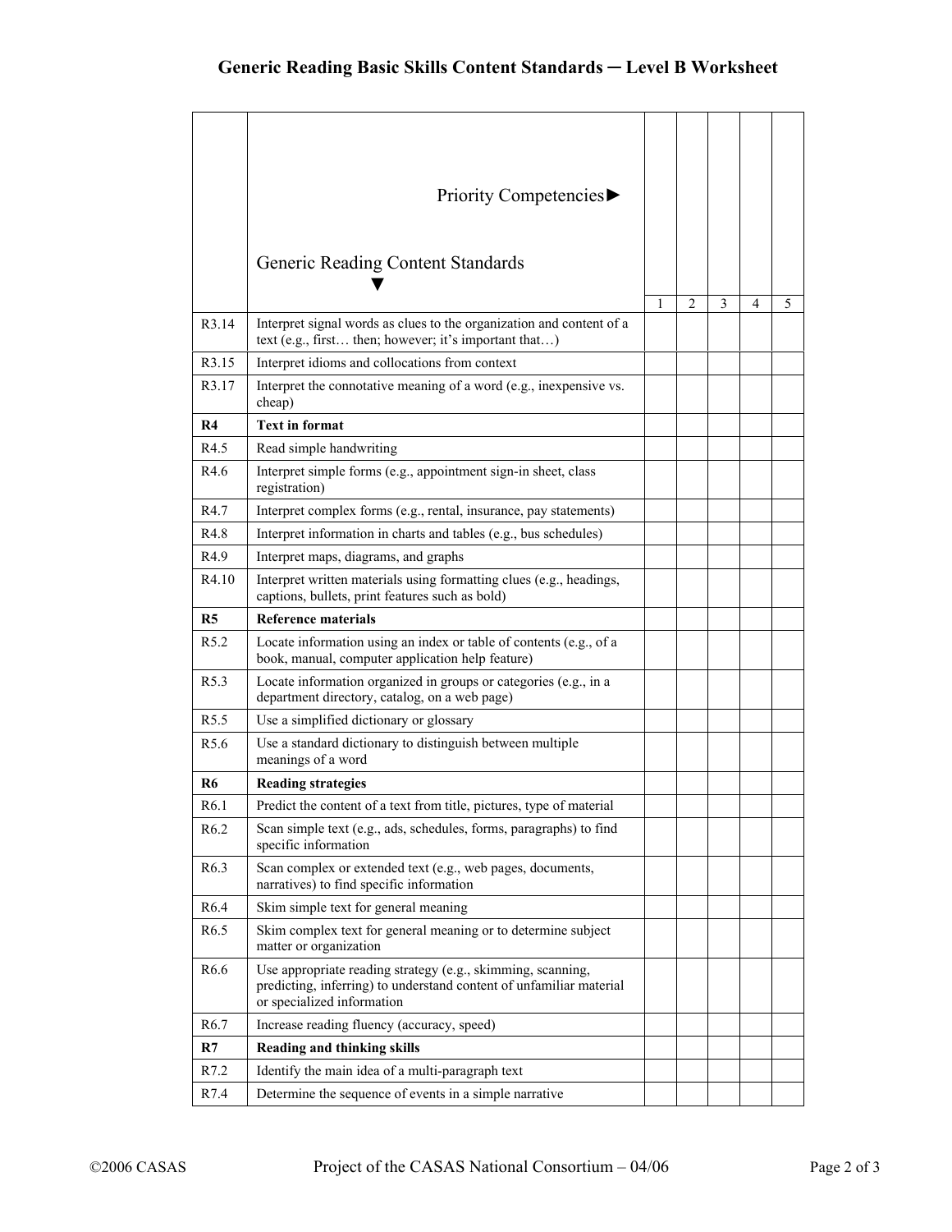# Generic Reading Basic Skills Content Standards ─ Level B Worksheet

| | Priority Competencies►<br><br>Generic Reading Content Standards ▼ | 1 | 2 | 3 | 4 | 5 |
|---|---|---|---|---|---|---|
| R3.14 | Interpret signal words as clues to the organization and content of a text (e.g., first… then; however; it's important that…) | | | | | |
| R3.15 | Interpret idioms and collocations from context | | | | | |
| R3.17 | Interpret the connotative meaning of a word (e.g., inexpensive vs. cheap) | | | | | |
| **R4** | **Text in format** | | | | | |
| R4.5 | Read simple handwriting | | | | | |
| R4.6 | Interpret simple forms (e.g., appointment sign-in sheet, class registration) | | | | | |
| R4.7 | Interpret complex forms (e.g., rental, insurance, pay statements) | | | | | |
| R4.8 | Interpret information in charts and tables (e.g., bus schedules) | | | | | |
| R4.9 | Interpret maps, diagrams, and graphs | | | | | |
| R4.10 | Interpret written materials using formatting clues (e.g., headings, captions, bullets, print features such as bold) | | | | | |
| **R5** | **Reference materials** | | | | | |
| R5.2 | Locate information using an index or table of contents (e.g., of a book, manual, computer application help feature) | | | | | |
| R5.3 | Locate information organized in groups or categories (e.g., in a department directory, catalog, on a web page) | | | | | |
| R5.5 | Use a simplified dictionary or glossary | | | | | |
| R5.6 | Use a standard dictionary to distinguish between multiple meanings of a word | | | | | |
| **R6** | **Reading strategies** | | | | | |
| R6.1 | Predict the content of a text from title, pictures, type of material | | | | | |
| R6.2 | Scan simple text (e.g., ads, schedules, forms, paragraphs) to find specific information | | | | | |
| R6.3 | Scan complex or extended text (e.g., web pages, documents, narratives) to find specific information | | | | | |
| R6.4 | Skim simple text for general meaning | | | | | |
| R6.5 | Skim complex text for general meaning or to determine subject matter or organization | | | | | |
| R6.6 | Use appropriate reading strategy (e.g., skimming, scanning, predicting, inferring) to understand content of unfamiliar material or specialized information | | | | | |
| R6.7 | Increase reading fluency (accuracy, speed) | | | | | |
| **R7** | **Reading and thinking skills** | | | | | |
| R7.2 | Identify the main idea of a multi-paragraph text | | | | | |
| R7.4 | Determine the sequence of events in a simple narrative | | | | | |

©2006 CASAS Project of the CASAS National Consortium – 04/06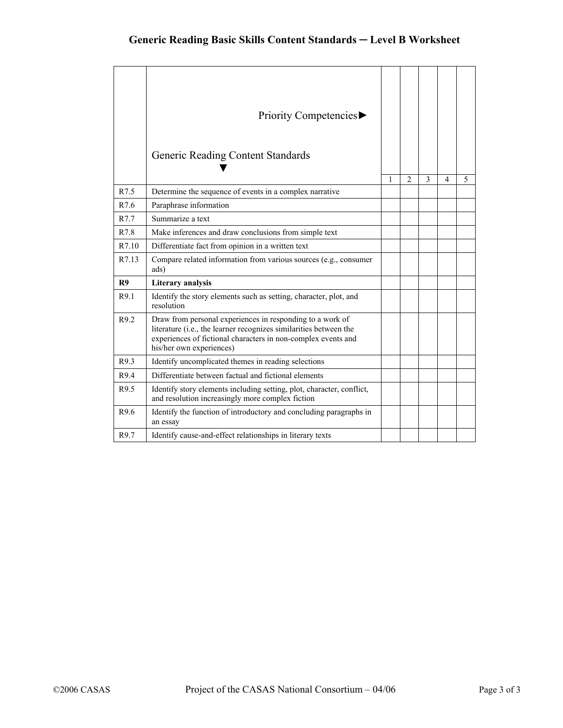## Generic Reading Basic Skills Content Standards ─ Level B Worksheet

| | Priority Competencies►<br><br>Generic Reading Content Standards ▼ | 1 | 2 | 3 | 4 | 5 |
|---|---|---|---|---|---|---|
| R7.5 | Determine the sequence of events in a complex narrative | | | | | |
| R7.6 | Paraphrase information | | | | | |
| R7.7 | Summarize a text | | | | | |
| R7.8 | Make inferences and draw conclusions from simple text | | | | | |
| R7.10 | Differentiate fact from opinion in a written text | | | | | |
| R7.13 | Compare related information from various sources (e.g., consumer ads) | | | | | |
| **R9** | **Literary analysis** | | | | | |
| R9.1 | Identify the story elements such as setting, character, plot, and resolution | | | | | |
| R9.2 | Draw from personal experiences in responding to a work of literature (i.e., the learner recognizes similarities between the experiences of fictional characters in non-complex events and his/her own experiences) | | | | | |
| R9.3 | Identify uncomplicated themes in reading selections | | | | | |
| R9.4 | Differentiate between factual and fictional elements | | | | | |
| R9.5 | Identify story elements including setting, plot, character, conflict, and resolution increasingly more complex fiction | | | | | |
| R9.6 | Identify the function of introductory and concluding paragraphs in an essay | | | | | |
| R9.7 | Identify cause-and-effect relationships in literary texts | | | | | |

©2006 CASAS Project of the CASAS National Consortium – 04/06